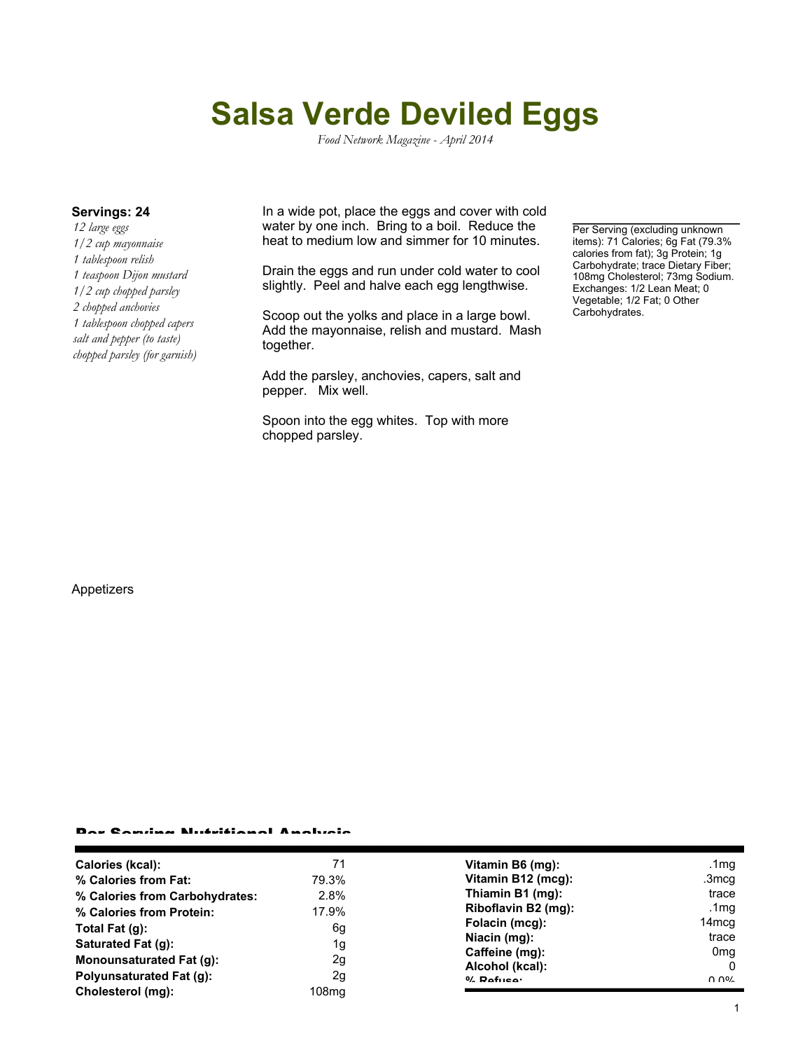# Salsa Verde Deviled Eggs

*Food Network Magazine - April 2014*

**Servings: 24**

*12 large eggs*
*1/2 cup mayonnaise*
*1 tablespoon relish*
*1 teaspoon Dijon mustard*
*1/2 cup chopped parsley*
*2 chopped anchovies*
*1 tablespoon chopped capers*
*salt and pepper (to taste)*
*chopped parsley (for garnish)*

In a wide pot, place the eggs and cover with cold water by one inch. Bring to a boil. Reduce the heat to medium low and simmer for 10 minutes.

Drain the eggs and run under cold water to cool slightly. Peel and halve each egg lengthwise.

Scoop out the yolks and place in a large bowl. Add the mayonnaise, relish and mustard. Mash together.

Add the parsley, anchovies, capers, salt and pepper. Mix well.

Spoon into the egg whites. Top with more chopped parsley.

Per Serving (excluding unknown items): 71 Calories; 6g Fat (79.3% calories from fat); 3g Protein; 1g Carbohydrate; trace Dietary Fiber; 108mg Cholesterol; 73mg Sodium. Exchanges: 1/2 Lean Meat; 0 Vegetable; 1/2 Fat; 0 Other Carbohydrates.

Appetizers

## Per Serving Nutritional Analysis

| | | | |
|---|---|---|---|
| **Calories (kcal):** | 71 | **Vitamin B6 (mg):** | .1mg |
| **% Calories from Fat:** | 79.3% | **Vitamin B12 (mcg):** | .3mcg |
| **% Calories from Carbohydrates:** | 2.8% | **Thiamin B1 (mg):** | trace |
| **% Calories from Protein:** | 17.9% | **Riboflavin B2 (mg):** | .1mg |
| **Total Fat (g):** | 6g | **Folacin (mcg):** | 14mcg |
| **Saturated Fat (g):** | 1g | **Niacin (mg):** | trace |
| **Monounsaturated Fat (g):** | 2g | **Caffeine (mg):** | 0mg |
| **Polyunsaturated Fat (g):** | 2g | **Alcohol (kcal):** | 0 |
| **Cholesterol (mg):** | 108mg | **% Refuse:** | 0.0% |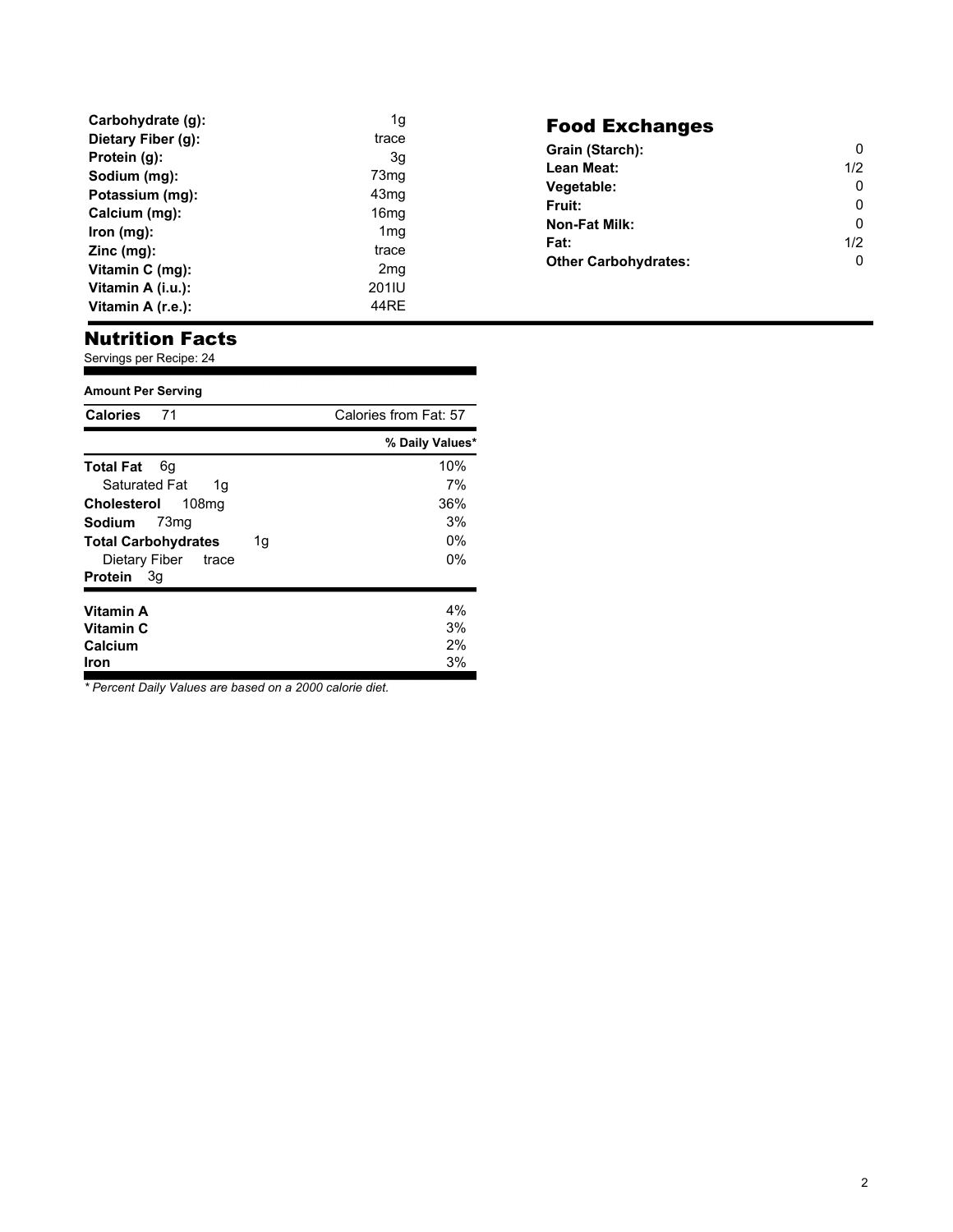| | |
|---|---|
| **Carbohydrate (g):** | 1g |
| **Dietary Fiber (g):** | trace |
| **Protein (g):** | 3g |
| **Sodium (mg):** | 73mg |
| **Potassium (mg):** | 43mg |
| **Calcium (mg):** | 16mg |
| **Iron (mg):** | 1mg |
| **Zinc (mg):** | trace |
| **Vitamin C (mg):** | 2mg |
| **Vitamin A (i.u.):** | 201IU |
| **Vitamin A (r.e.):** | 44RE |

## Food Exchanges

| | |
|---|---|
| **Grain (Starch):** | 0 |
| **Lean Meat:** | 1/2 |
| **Vegetable:** | 0 |
| **Fruit:** | 0 |
| **Non-Fat Milk:** | 0 |
| **Fat:** | 1/2 |
| **Other Carbohydrates:** | 0 |

## Nutrition Facts

Servings per Recipe: 24

**Amount Per Serving**

| **Calories** 71 | Calories from Fat: 57 |
|---|---|
| | **% Daily Values*** |
| **Total Fat** 6g | 10% |
| Saturated Fat 1g | 7% |
| **Cholesterol** 108mg | 36% |
| **Sodium** 73mg | 3% |
| **Total Carbohydrates** 1g | 0% |
| Dietary Fiber trace | 0% |
| **Protein** 3g | |
| **Vitamin A** | 4% |
| **Vitamin C** | 3% |
| **Calcium** | 2% |
| **Iron** | 3% |

*\* Percent Daily Values are based on a 2000 calorie diet.*